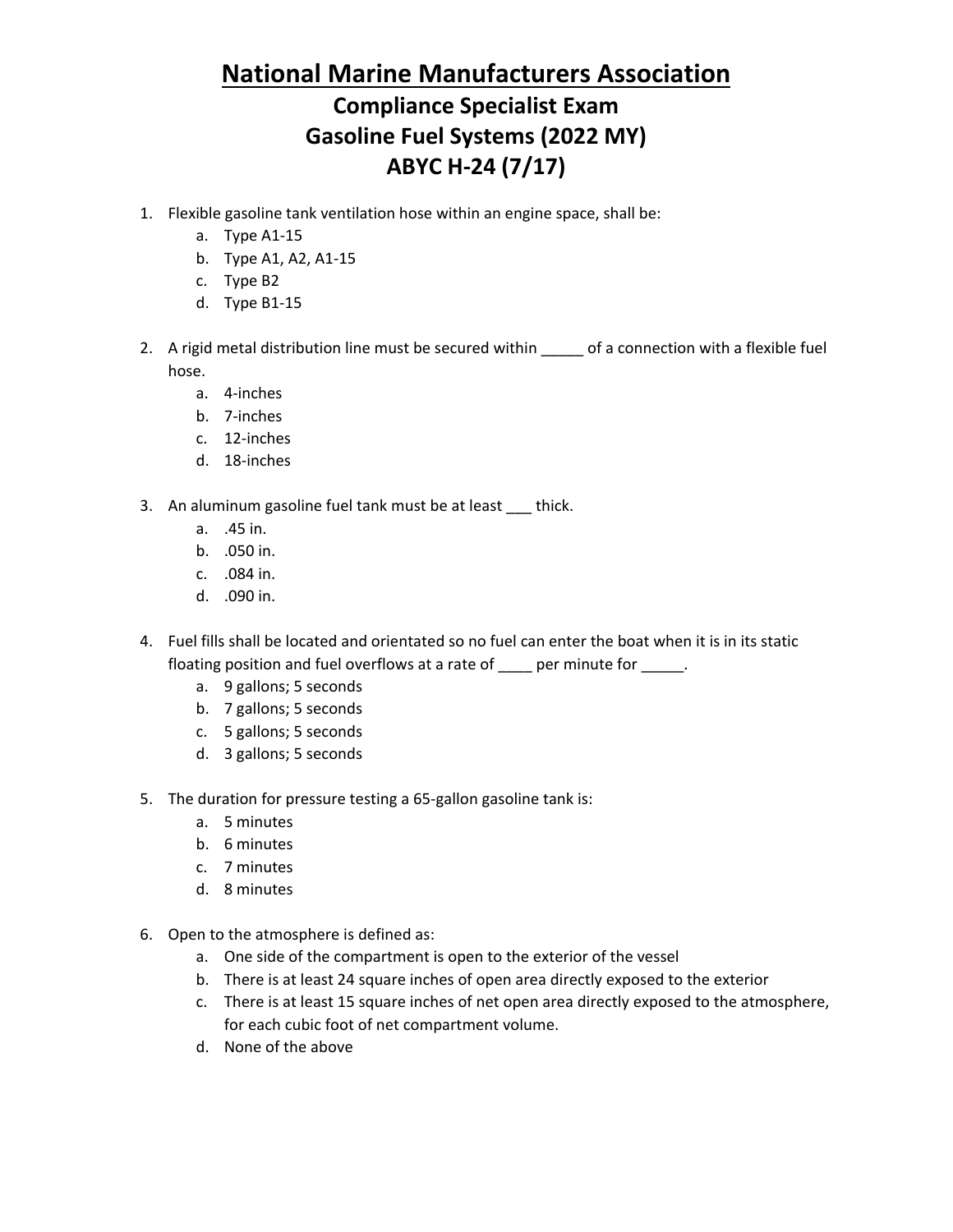# National Marine Manufacturers Association

## Compliance Specialist Exam

## Gasoline Fuel Systems (2022 MY)

## ABYC H-24 (7/17)

1. Flexible gasoline tank ventilation hose within an engine space, shall be:
   a. Type A1-15
   b. Type A1, A2, A1-15
   c. Type B2
   d. Type B1-15

2. A rigid metal distribution line must be secured within _____ of a connection with a flexible fuel hose.
   a. 4-inches
   b. 7-inches
   c. 12-inches
   d. 18-inches

3. An aluminum gasoline fuel tank must be at least ___ thick.
   a. .45 in.
   b. .050 in.
   c. .084 in.
   d. .090 in.

4. Fuel fills shall be located and orientated so no fuel can enter the boat when it is in its static floating position and fuel overflows at a rate of ____ per minute for _____.
   a. 9 gallons; 5 seconds
   b. 7 gallons; 5 seconds
   c. 5 gallons; 5 seconds
   d. 3 gallons; 5 seconds

5. The duration for pressure testing a 65-gallon gasoline tank is:
   a. 5 minutes
   b. 6 minutes
   c. 7 minutes
   d. 8 minutes

6. Open to the atmosphere is defined as:
   a. One side of the compartment is open to the exterior of the vessel
   b. There is at least 24 square inches of open area directly exposed to the exterior
   c. There is at least 15 square inches of net open area directly exposed to the atmosphere, for each cubic foot of net compartment volume.
   d. None of the above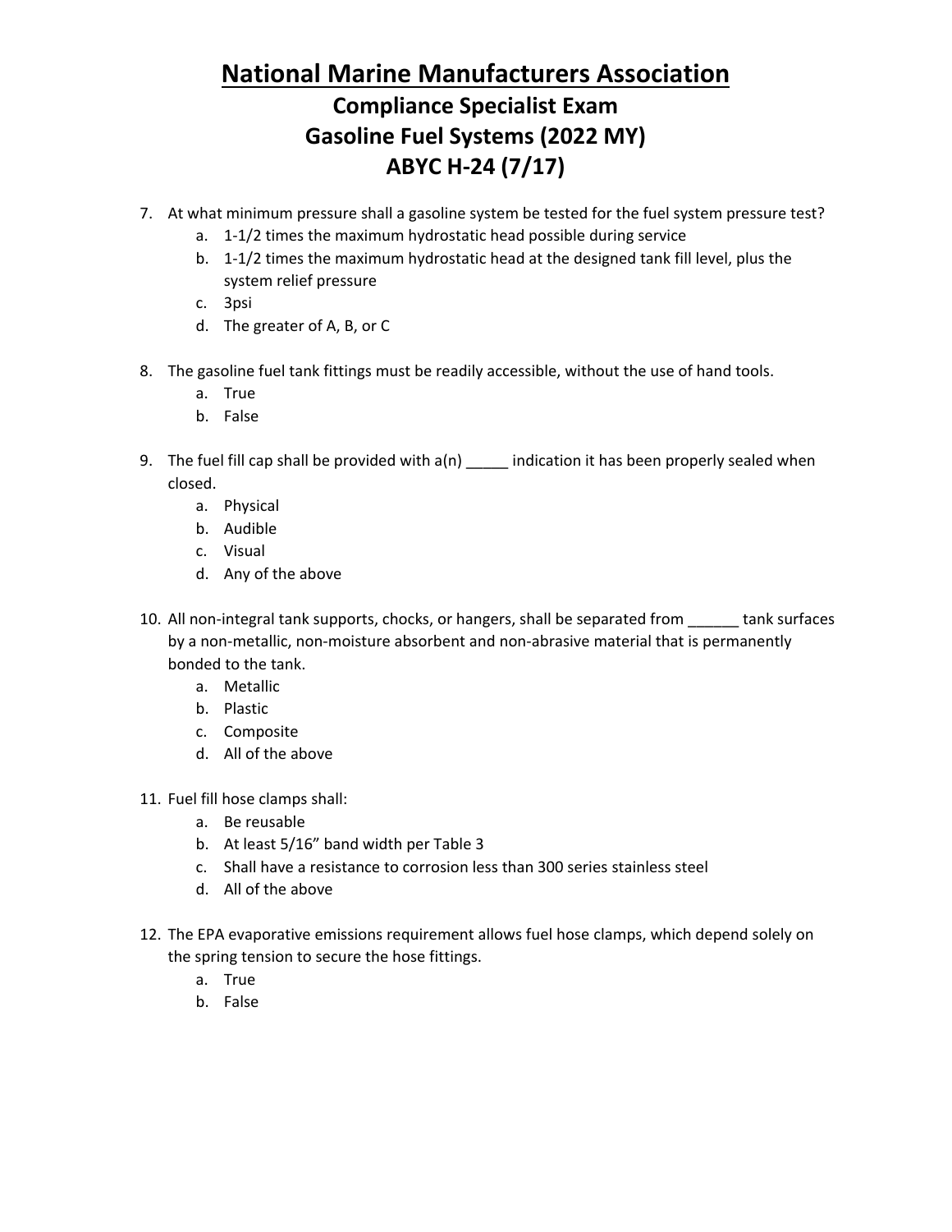# National Marine Manufacturers Association

## Compliance Specialist Exam
## Gasoline Fuel Systems (2022 MY)
## ABYC H-24 (7/17)

7. At what minimum pressure shall a gasoline system be tested for the fuel system pressure test?
    a. 1-1/2 times the maximum hydrostatic head possible during service
    b. 1-1/2 times the maximum hydrostatic head at the designed tank fill level, plus the system relief pressure
    c. 3psi
    d. The greater of A, B, or C

8. The gasoline fuel tank fittings must be readily accessible, without the use of hand tools.
    a. True
    b. False

9. The fuel fill cap shall be provided with a(n) _____ indication it has been properly sealed when closed.
    a. Physical
    b. Audible
    c. Visual
    d. Any of the above

10. All non-integral tank supports, chocks, or hangers, shall be separated from ______ tank surfaces by a non-metallic, non-moisture absorbent and non-abrasive material that is permanently bonded to the tank.
    a. Metallic
    b. Plastic
    c. Composite
    d. All of the above

11. Fuel fill hose clamps shall:
    a. Be reusable
    b. At least 5/16" band width per Table 3
    c. Shall have a resistance to corrosion less than 300 series stainless steel
    d. All of the above

12. The EPA evaporative emissions requirement allows fuel hose clamps, which depend solely on the spring tension to secure the hose fittings.
    a. True
    b. False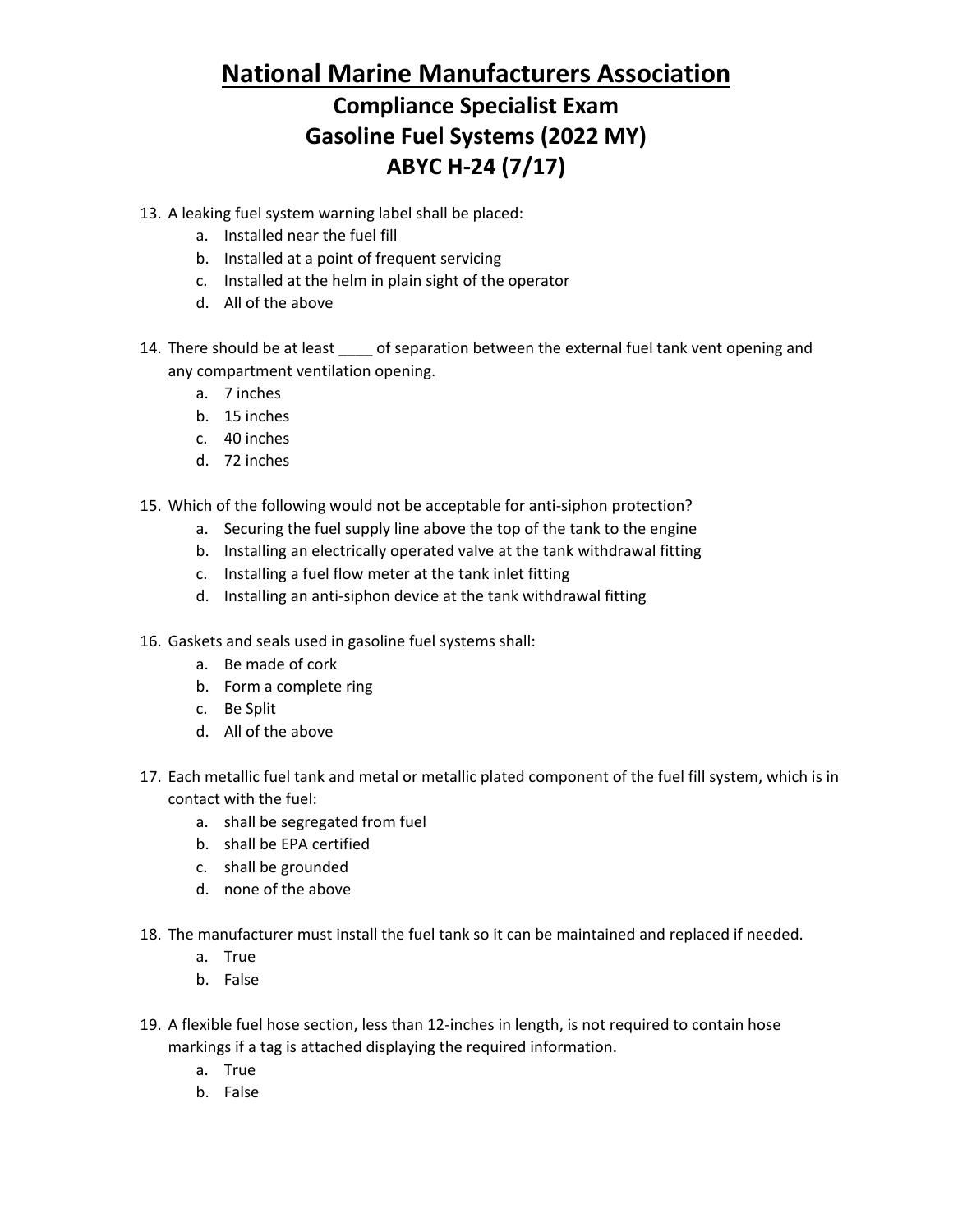# National Marine Manufacturers Association

## Compliance Specialist Exam
## Gasoline Fuel Systems (2022 MY)
## ABYC H-24 (7/17)

13. A leaking fuel system warning label shall be placed:
    a. Installed near the fuel fill
    b. Installed at a point of frequent servicing
    c. Installed at the helm in plain sight of the operator
    d. All of the above

14. There should be at least ____ of separation between the external fuel tank vent opening and any compartment ventilation opening.
    a. 7 inches
    b. 15 inches
    c. 40 inches
    d. 72 inches

15. Which of the following would not be acceptable for anti-siphon protection?
    a. Securing the fuel supply line above the top of the tank to the engine
    b. Installing an electrically operated valve at the tank withdrawal fitting
    c. Installing a fuel flow meter at the tank inlet fitting
    d. Installing an anti-siphon device at the tank withdrawal fitting

16. Gaskets and seals used in gasoline fuel systems shall:
    a. Be made of cork
    b. Form a complete ring
    c. Be Split
    d. All of the above

17. Each metallic fuel tank and metal or metallic plated component of the fuel fill system, which is in contact with the fuel:
    a. shall be segregated from fuel
    b. shall be EPA certified
    c. shall be grounded
    d. none of the above

18. The manufacturer must install the fuel tank so it can be maintained and replaced if needed.
    a. True
    b. False

19. A flexible fuel hose section, less than 12-inches in length, is not required to contain hose markings if a tag is attached displaying the required information.
    a. True
    b. False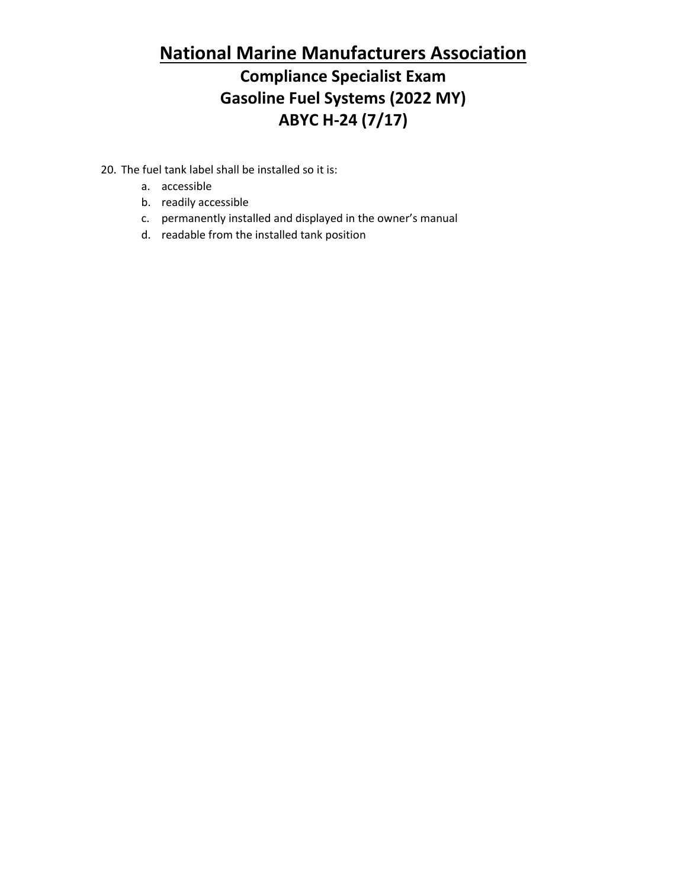# National Marine Manufacturers Association

## Compliance Specialist Exam
## Gasoline Fuel Systems (2022 MY)
## ABYC H-24 (7/17)

20. The fuel tank label shall be installed so it is:
    a. accessible
    b. readily accessible
    c. permanently installed and displayed in the owner's manual
    d. readable from the installed tank position